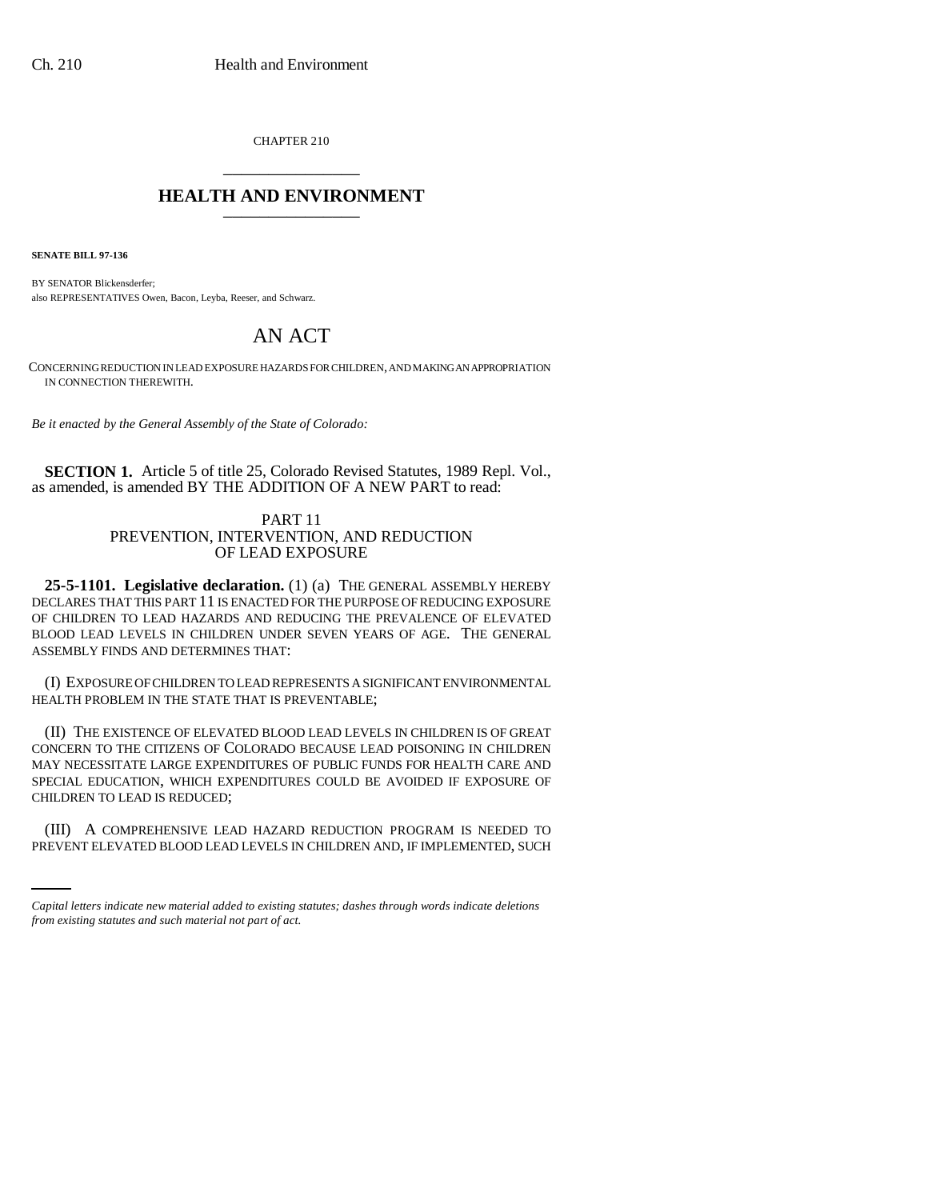CHAPTER 210

# HEALTH AND ENVIRONMENT

**SENATE BILL 97-136**

BY SENATOR Blickensderfer;
also REPRESENTATIVES Owen, Bacon, Leyba, Reeser, and Schwarz.

# AN ACT

CONCERNING REDUCTION IN LEAD EXPOSURE HAZARDS FOR CHILDREN, AND MAKING AN APPROPRIATION IN CONNECTION THEREWITH.

*Be it enacted by the General Assembly of the State of Colorado:*

**SECTION 1.** Article 5 of title 25, Colorado Revised Statutes, 1989 Repl. Vol., as amended, is amended BY THE ADDITION OF A NEW PART to read:

PART 11
PREVENTION, INTERVENTION, AND REDUCTION OF LEAD EXPOSURE

**25-5-1101. Legislative declaration.** (1) (a) THE GENERAL ASSEMBLY HEREBY DECLARES THAT THIS PART 11 IS ENACTED FOR THE PURPOSE OF REDUCING EXPOSURE OF CHILDREN TO LEAD HAZARDS AND REDUCING THE PREVALENCE OF ELEVATED BLOOD LEAD LEVELS IN CHILDREN UNDER SEVEN YEARS OF AGE. THE GENERAL ASSEMBLY FINDS AND DETERMINES THAT:

(I) EXPOSURE OF CHILDREN TO LEAD REPRESENTS A SIGNIFICANT ENVIRONMENTAL HEALTH PROBLEM IN THE STATE THAT IS PREVENTABLE;

(II) THE EXISTENCE OF ELEVATED BLOOD LEAD LEVELS IN CHILDREN IS OF GREAT CONCERN TO THE CITIZENS OF COLORADO BECAUSE LEAD POISONING IN CHILDREN MAY NECESSITATE LARGE EXPENDITURES OF PUBLIC FUNDS FOR HEALTH CARE AND SPECIAL EDUCATION, WHICH EXPENDITURES COULD BE AVOIDED IF EXPOSURE OF CHILDREN TO LEAD IS REDUCED;

(III) A COMPREHENSIVE LEAD HAZARD REDUCTION PROGRAM IS NEEDED TO PREVENT ELEVATED BLOOD LEAD LEVELS IN CHILDREN AND, IF IMPLEMENTED, SUCH

*Capital letters indicate new material added to existing statutes; dashes through words indicate deletions from existing statutes and such material not part of act.*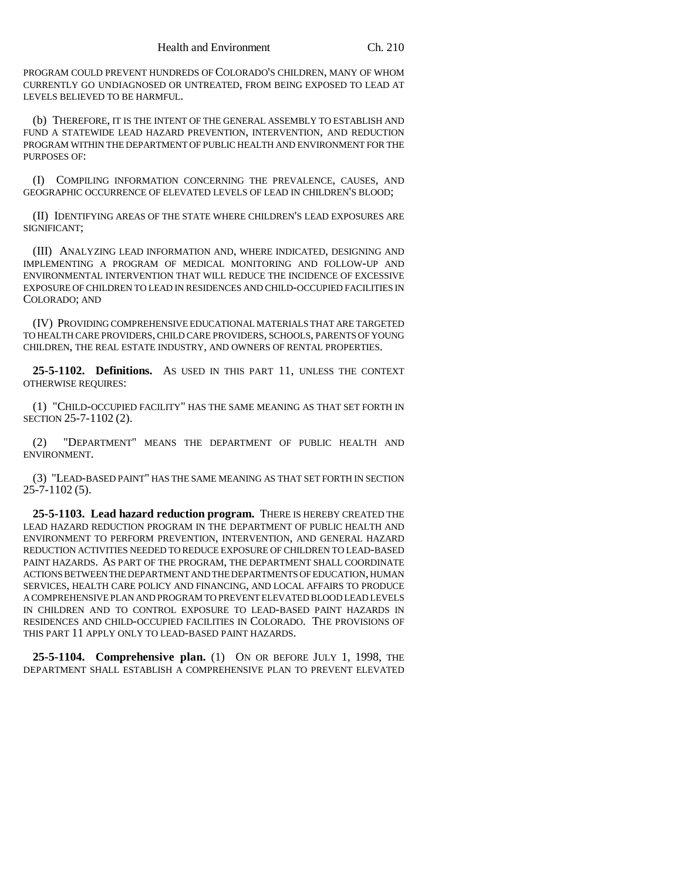PROGRAM COULD PREVENT HUNDREDS OF COLORADO'S CHILDREN, MANY OF WHOM CURRENTLY GO UNDIAGNOSED OR UNTREATED, FROM BEING EXPOSED TO LEAD AT LEVELS BELIEVED TO BE HARMFUL.

(b) THEREFORE, IT IS THE INTENT OF THE GENERAL ASSEMBLY TO ESTABLISH AND FUND A STATEWIDE LEAD HAZARD PREVENTION, INTERVENTION, AND REDUCTION PROGRAM WITHIN THE DEPARTMENT OF PUBLIC HEALTH AND ENVIRONMENT FOR THE PURPOSES OF:

(I) COMPILING INFORMATION CONCERNING THE PREVALENCE, CAUSES, AND GEOGRAPHIC OCCURRENCE OF ELEVATED LEVELS OF LEAD IN CHILDREN'S BLOOD;

(II) IDENTIFYING AREAS OF THE STATE WHERE CHILDREN'S LEAD EXPOSURES ARE SIGNIFICANT;

(III) ANALYZING LEAD INFORMATION AND, WHERE INDICATED, DESIGNING AND IMPLEMENTING A PROGRAM OF MEDICAL MONITORING AND FOLLOW-UP AND ENVIRONMENTAL INTERVENTION THAT WILL REDUCE THE INCIDENCE OF EXCESSIVE EXPOSURE OF CHILDREN TO LEAD IN RESIDENCES AND CHILD-OCCUPIED FACILITIES IN COLORADO; AND

(IV) PROVIDING COMPREHENSIVE EDUCATIONAL MATERIALS THAT ARE TARGETED TO HEALTH CARE PROVIDERS, CHILD CARE PROVIDERS, SCHOOLS, PARENTS OF YOUNG CHILDREN, THE REAL ESTATE INDUSTRY, AND OWNERS OF RENTAL PROPERTIES.

**25-5-1102. Definitions.** AS USED IN THIS PART 11, UNLESS THE CONTEXT OTHERWISE REQUIRES:

(1) "CHILD-OCCUPIED FACILITY" HAS THE SAME MEANING AS THAT SET FORTH IN SECTION 25-7-1102 (2).

(2) "DEPARTMENT" MEANS THE DEPARTMENT OF PUBLIC HEALTH AND ENVIRONMENT.

(3) "LEAD-BASED PAINT" HAS THE SAME MEANING AS THAT SET FORTH IN SECTION 25-7-1102 (5).

**25-5-1103. Lead hazard reduction program.** THERE IS HEREBY CREATED THE LEAD HAZARD REDUCTION PROGRAM IN THE DEPARTMENT OF PUBLIC HEALTH AND ENVIRONMENT TO PERFORM PREVENTION, INTERVENTION, AND GENERAL HAZARD REDUCTION ACTIVITIES NEEDED TO REDUCE EXPOSURE OF CHILDREN TO LEAD-BASED PAINT HAZARDS. AS PART OF THE PROGRAM, THE DEPARTMENT SHALL COORDINATE ACTIONS BETWEEN THE DEPARTMENT AND THE DEPARTMENTS OF EDUCATION, HUMAN SERVICES, HEALTH CARE POLICY AND FINANCING, AND LOCAL AFFAIRS TO PRODUCE A COMPREHENSIVE PLAN AND PROGRAM TO PREVENT ELEVATED BLOOD LEAD LEVELS IN CHILDREN AND TO CONTROL EXPOSURE TO LEAD-BASED PAINT HAZARDS IN RESIDENCES AND CHILD-OCCUPIED FACILITIES IN COLORADO. THE PROVISIONS OF THIS PART 11 APPLY ONLY TO LEAD-BASED PAINT HAZARDS.

**25-5-1104. Comprehensive plan.** (1) ON OR BEFORE JULY 1, 1998, THE DEPARTMENT SHALL ESTABLISH A COMPREHENSIVE PLAN TO PREVENT ELEVATED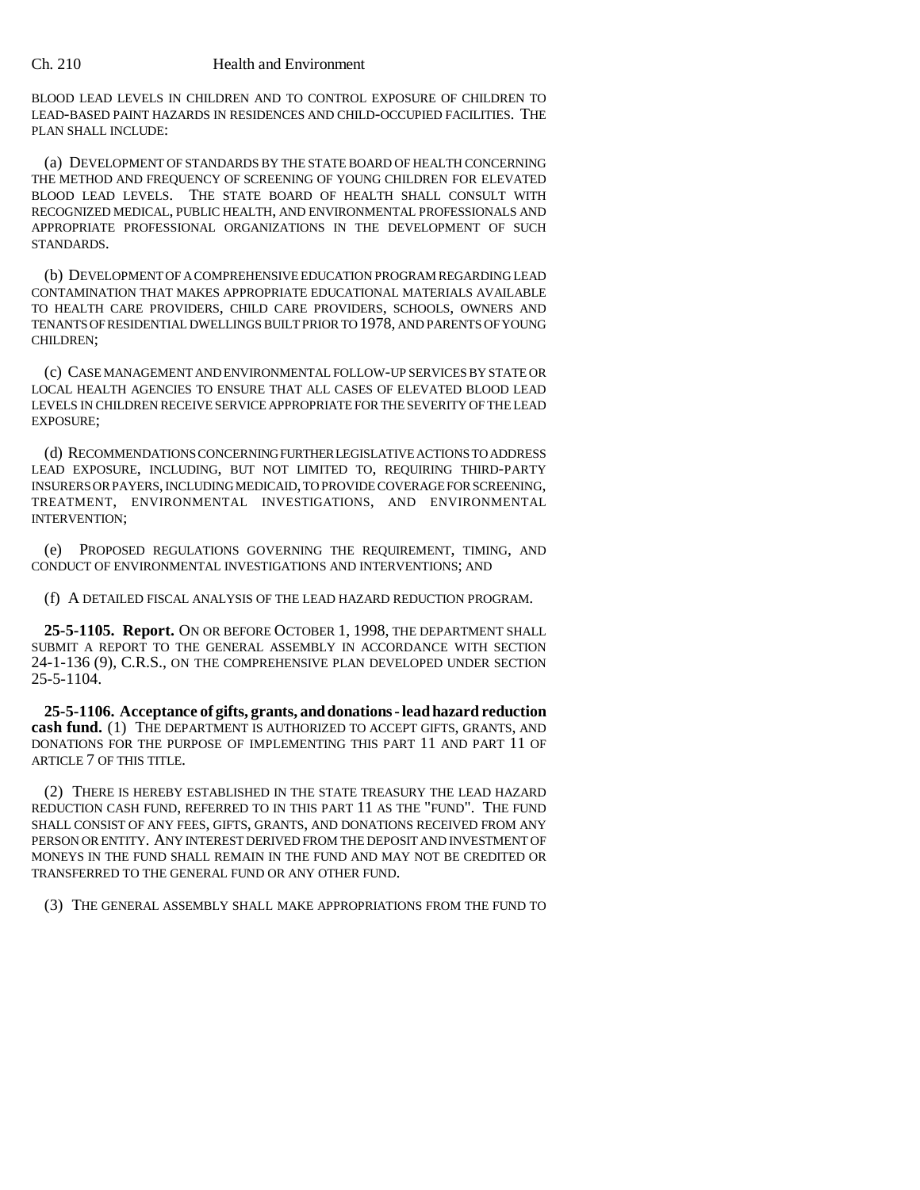BLOOD LEAD LEVELS IN CHILDREN AND TO CONTROL EXPOSURE OF CHILDREN TO LEAD-BASED PAINT HAZARDS IN RESIDENCES AND CHILD-OCCUPIED FACILITIES. THE PLAN SHALL INCLUDE:

(a) DEVELOPMENT OF STANDARDS BY THE STATE BOARD OF HEALTH CONCERNING THE METHOD AND FREQUENCY OF SCREENING OF YOUNG CHILDREN FOR ELEVATED BLOOD LEAD LEVELS. THE STATE BOARD OF HEALTH SHALL CONSULT WITH RECOGNIZED MEDICAL, PUBLIC HEALTH, AND ENVIRONMENTAL PROFESSIONALS AND APPROPRIATE PROFESSIONAL ORGANIZATIONS IN THE DEVELOPMENT OF SUCH STANDARDS.

(b) DEVELOPMENT OF A COMPREHENSIVE EDUCATION PROGRAM REGARDING LEAD CONTAMINATION THAT MAKES APPROPRIATE EDUCATIONAL MATERIALS AVAILABLE TO HEALTH CARE PROVIDERS, CHILD CARE PROVIDERS, SCHOOLS, OWNERS AND TENANTS OF RESIDENTIAL DWELLINGS BUILT PRIOR TO 1978, AND PARENTS OF YOUNG CHILDREN;

(c) CASE MANAGEMENT AND ENVIRONMENTAL FOLLOW-UP SERVICES BY STATE OR LOCAL HEALTH AGENCIES TO ENSURE THAT ALL CASES OF ELEVATED BLOOD LEAD LEVELS IN CHILDREN RECEIVE SERVICE APPROPRIATE FOR THE SEVERITY OF THE LEAD EXPOSURE;

(d) RECOMMENDATIONS CONCERNING FURTHER LEGISLATIVE ACTIONS TO ADDRESS LEAD EXPOSURE, INCLUDING, BUT NOT LIMITED TO, REQUIRING THIRD-PARTY INSURERS OR PAYERS, INCLUDING MEDICAID, TO PROVIDE COVERAGE FOR SCREENING, TREATMENT, ENVIRONMENTAL INVESTIGATIONS, AND ENVIRONMENTAL INTERVENTION;

(e) PROPOSED REGULATIONS GOVERNING THE REQUIREMENT, TIMING, AND CONDUCT OF ENVIRONMENTAL INVESTIGATIONS AND INTERVENTIONS; AND

(f) A DETAILED FISCAL ANALYSIS OF THE LEAD HAZARD REDUCTION PROGRAM.

**25-5-1105. Report.** ON OR BEFORE OCTOBER 1, 1998, THE DEPARTMENT SHALL SUBMIT A REPORT TO THE GENERAL ASSEMBLY IN ACCORDANCE WITH SECTION 24-1-136 (9), C.R.S., ON THE COMPREHENSIVE PLAN DEVELOPED UNDER SECTION 25-5-1104.

**25-5-1106. Acceptance of gifts, grants, and donations - lead hazard reduction cash fund.** (1) THE DEPARTMENT IS AUTHORIZED TO ACCEPT GIFTS, GRANTS, AND DONATIONS FOR THE PURPOSE OF IMPLEMENTING THIS PART 11 AND PART 11 OF ARTICLE 7 OF THIS TITLE.

(2) THERE IS HEREBY ESTABLISHED IN THE STATE TREASURY THE LEAD HAZARD REDUCTION CASH FUND, REFERRED TO IN THIS PART 11 AS THE "FUND". THE FUND SHALL CONSIST OF ANY FEES, GIFTS, GRANTS, AND DONATIONS RECEIVED FROM ANY PERSON OR ENTITY. ANY INTEREST DERIVED FROM THE DEPOSIT AND INVESTMENT OF MONEYS IN THE FUND SHALL REMAIN IN THE FUND AND MAY NOT BE CREDITED OR TRANSFERRED TO THE GENERAL FUND OR ANY OTHER FUND.

(3) THE GENERAL ASSEMBLY SHALL MAKE APPROPRIATIONS FROM THE FUND TO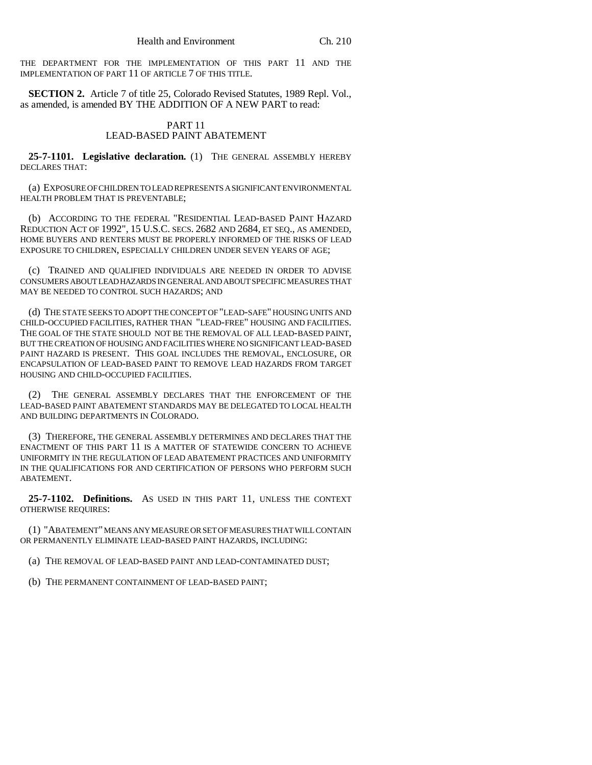THE DEPARTMENT FOR THE IMPLEMENTATION OF THIS PART 11 AND THE IMPLEMENTATION OF PART 11 OF ARTICLE 7 OF THIS TITLE.

**SECTION 2.** Article 7 of title 25, Colorado Revised Statutes, 1989 Repl. Vol., as amended, is amended BY THE ADDITION OF A NEW PART to read:

PART 11
LEAD-BASED PAINT ABATEMENT

**25-7-1101. Legislative declaration.** (1) THE GENERAL ASSEMBLY HEREBY DECLARES THAT:

(a) EXPOSURE OF CHILDREN TO LEAD REPRESENTS A SIGNIFICANT ENVIRONMENTAL HEALTH PROBLEM THAT IS PREVENTABLE;

(b) ACCORDING TO THE FEDERAL "RESIDENTIAL LEAD-BASED PAINT HAZARD REDUCTION ACT OF 1992", 15 U.S.C. SECS. 2682 AND 2684, ET SEQ., AS AMENDED, HOME BUYERS AND RENTERS MUST BE PROPERLY INFORMED OF THE RISKS OF LEAD EXPOSURE TO CHILDREN, ESPECIALLY CHILDREN UNDER SEVEN YEARS OF AGE;

(c) TRAINED AND QUALIFIED INDIVIDUALS ARE NEEDED IN ORDER TO ADVISE CONSUMERS ABOUT LEAD HAZARDS IN GENERAL AND ABOUT SPECIFIC MEASURES THAT MAY BE NEEDED TO CONTROL SUCH HAZARDS; AND

(d) THE STATE SEEKS TO ADOPT THE CONCEPT OF "LEAD-SAFE" HOUSING UNITS AND CHILD-OCCUPIED FACILITIES, RATHER THAN "LEAD-FREE" HOUSING AND FACILITIES. THE GOAL OF THE STATE SHOULD NOT BE THE REMOVAL OF ALL LEAD-BASED PAINT, BUT THE CREATION OF HOUSING AND FACILITIES WHERE NO SIGNIFICANT LEAD-BASED PAINT HAZARD IS PRESENT. THIS GOAL INCLUDES THE REMOVAL, ENCLOSURE, OR ENCAPSULATION OF LEAD-BASED PAINT TO REMOVE LEAD HAZARDS FROM TARGET HOUSING AND CHILD-OCCUPIED FACILITIES.

(2) THE GENERAL ASSEMBLY DECLARES THAT THE ENFORCEMENT OF THE LEAD-BASED PAINT ABATEMENT STANDARDS MAY BE DELEGATED TO LOCAL HEALTH AND BUILDING DEPARTMENTS IN COLORADO.

(3) THEREFORE, THE GENERAL ASSEMBLY DETERMINES AND DECLARES THAT THE ENACTMENT OF THIS PART 11 IS A MATTER OF STATEWIDE CONCERN TO ACHIEVE UNIFORMITY IN THE REGULATION OF LEAD ABATEMENT PRACTICES AND UNIFORMITY IN THE QUALIFICATIONS FOR AND CERTIFICATION OF PERSONS WHO PERFORM SUCH ABATEMENT.

**25-7-1102. Definitions.** AS USED IN THIS PART 11, UNLESS THE CONTEXT OTHERWISE REQUIRES:

(1) "ABATEMENT" MEANS ANY MEASURE OR SET OF MEASURES THAT WILL CONTAIN OR PERMANENTLY ELIMINATE LEAD-BASED PAINT HAZARDS, INCLUDING:

(a) THE REMOVAL OF LEAD-BASED PAINT AND LEAD-CONTAMINATED DUST;

(b) THE PERMANENT CONTAINMENT OF LEAD-BASED PAINT;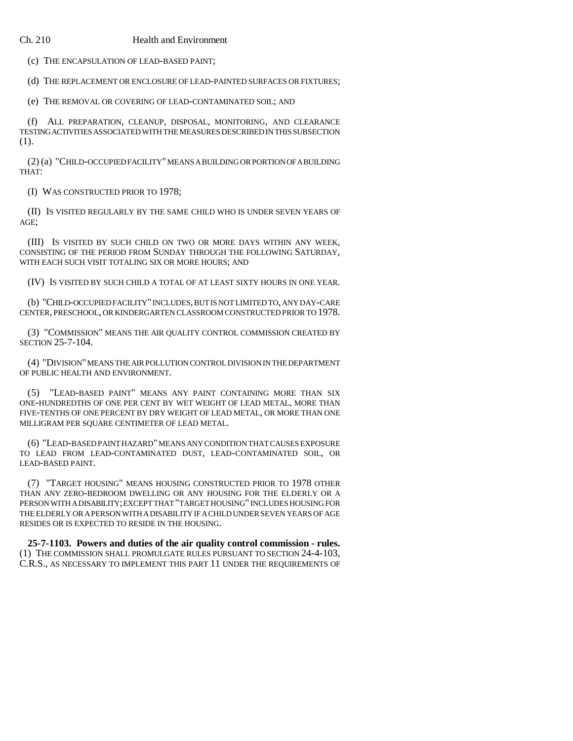(c) THE ENCAPSULATION OF LEAD-BASED PAINT;

(d) THE REPLACEMENT OR ENCLOSURE OF LEAD-PAINTED SURFACES OR FIXTURES;

(e) THE REMOVAL OR COVERING OF LEAD-CONTAMINATED SOIL; AND

(f) ALL PREPARATION, CLEANUP, DISPOSAL, MONITORING, AND CLEARANCE TESTING ACTIVITIES ASSOCIATED WITH THE MEASURES DESCRIBED IN THIS SUBSECTION (1).

(2) (a) "CHILD-OCCUPIED FACILITY" MEANS A BUILDING OR PORTION OF A BUILDING THAT:

(I) WAS CONSTRUCTED PRIOR TO 1978;

(II) IS VISITED REGULARLY BY THE SAME CHILD WHO IS UNDER SEVEN YEARS OF AGE;

(III) IS VISITED BY SUCH CHILD ON TWO OR MORE DAYS WITHIN ANY WEEK, CONSISTING OF THE PERIOD FROM SUNDAY THROUGH THE FOLLOWING SATURDAY, WITH EACH SUCH VISIT TOTALING SIX OR MORE HOURS; AND

(IV) IS VISITED BY SUCH CHILD A TOTAL OF AT LEAST SIXTY HOURS IN ONE YEAR.

(b) "CHILD-OCCUPIED FACILITY" INCLUDES, BUT IS NOT LIMITED TO, ANY DAY-CARE CENTER, PRESCHOOL, OR KINDERGARTEN CLASSROOM CONSTRUCTED PRIOR TO 1978.

(3) "COMMISSION" MEANS THE AIR QUALITY CONTROL COMMISSION CREATED BY SECTION 25-7-104.

(4) "DIVISION" MEANS THE AIR POLLUTION CONTROL DIVISION IN THE DEPARTMENT OF PUBLIC HEALTH AND ENVIRONMENT.

(5) "LEAD-BASED PAINT" MEANS ANY PAINT CONTAINING MORE THAN SIX ONE-HUNDREDTHS OF ONE PER CENT BY WET WEIGHT OF LEAD METAL, MORE THAN FIVE-TENTHS OF ONE PERCENT BY DRY WEIGHT OF LEAD METAL, OR MORE THAN ONE MILLIGRAM PER SQUARE CENTIMETER OF LEAD METAL.

(6) "LEAD-BASED PAINT HAZARD" MEANS ANY CONDITION THAT CAUSES EXPOSURE TO LEAD FROM LEAD-CONTAMINATED DUST, LEAD-CONTAMINATED SOIL, OR LEAD-BASED PAINT.

(7) "TARGET HOUSING" MEANS HOUSING CONSTRUCTED PRIOR TO 1978 OTHER THAN ANY ZERO-BEDROOM DWELLING OR ANY HOUSING FOR THE ELDERLY OR A PERSON WITH A DISABILITY; EXCEPT THAT "TARGET HOUSING" INCLUDES HOUSING FOR THE ELDERLY OR A PERSON WITH A DISABILITY IF A CHILD UNDER SEVEN YEARS OF AGE RESIDES OR IS EXPECTED TO RESIDE IN THE HOUSING.

**25-7-1103. Powers and duties of the air quality control commission - rules.** (1) THE COMMISSION SHALL PROMULGATE RULES PURSUANT TO SECTION 24-4-103, C.R.S., AS NECESSARY TO IMPLEMENT THIS PART 11 UNDER THE REQUIREMENTS OF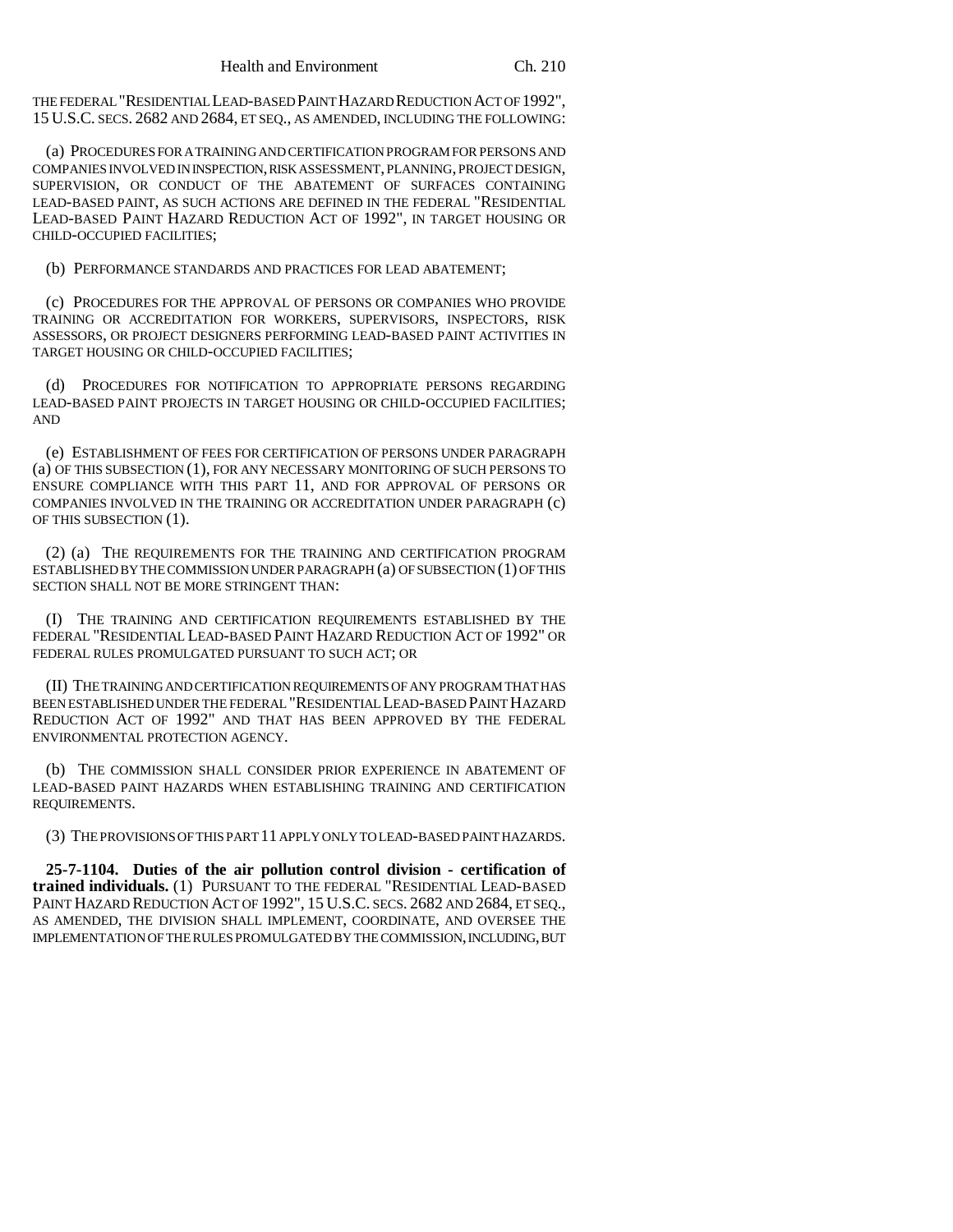THE FEDERAL "RESIDENTIAL LEAD-BASED PAINT HAZARD REDUCTION ACT OF 1992", 15 U.S.C. SECS. 2682 AND 2684, ET SEQ., AS AMENDED, INCLUDING THE FOLLOWING:

(a) PROCEDURES FOR A TRAINING AND CERTIFICATION PROGRAM FOR PERSONS AND COMPANIES INVOLVED IN INSPECTION, RISK ASSESSMENT, PLANNING, PROJECT DESIGN, SUPERVISION, OR CONDUCT OF THE ABATEMENT OF SURFACES CONTAINING LEAD-BASED PAINT, AS SUCH ACTIONS ARE DEFINED IN THE FEDERAL "RESIDENTIAL LEAD-BASED PAINT HAZARD REDUCTION ACT OF 1992", IN TARGET HOUSING OR CHILD-OCCUPIED FACILITIES;

(b) PERFORMANCE STANDARDS AND PRACTICES FOR LEAD ABATEMENT;

(c) PROCEDURES FOR THE APPROVAL OF PERSONS OR COMPANIES WHO PROVIDE TRAINING OR ACCREDITATION FOR WORKERS, SUPERVISORS, INSPECTORS, RISK ASSESSORS, OR PROJECT DESIGNERS PERFORMING LEAD-BASED PAINT ACTIVITIES IN TARGET HOUSING OR CHILD-OCCUPIED FACILITIES;

(d) PROCEDURES FOR NOTIFICATION TO APPROPRIATE PERSONS REGARDING LEAD-BASED PAINT PROJECTS IN TARGET HOUSING OR CHILD-OCCUPIED FACILITIES; AND

(e) ESTABLISHMENT OF FEES FOR CERTIFICATION OF PERSONS UNDER PARAGRAPH (a) OF THIS SUBSECTION (1), FOR ANY NECESSARY MONITORING OF SUCH PERSONS TO ENSURE COMPLIANCE WITH THIS PART 11, AND FOR APPROVAL OF PERSONS OR COMPANIES INVOLVED IN THE TRAINING OR ACCREDITATION UNDER PARAGRAPH (c) OF THIS SUBSECTION (1).

(2) (a) THE REQUIREMENTS FOR THE TRAINING AND CERTIFICATION PROGRAM ESTABLISHED BY THE COMMISSION UNDER PARAGRAPH (a) OF SUBSECTION (1) OF THIS SECTION SHALL NOT BE MORE STRINGENT THAN:

(I) THE TRAINING AND CERTIFICATION REQUIREMENTS ESTABLISHED BY THE FEDERAL "RESIDENTIAL LEAD-BASED PAINT HAZARD REDUCTION ACT OF 1992" OR FEDERAL RULES PROMULGATED PURSUANT TO SUCH ACT; OR

(II) THE TRAINING AND CERTIFICATION REQUIREMENTS OF ANY PROGRAM THAT HAS BEEN ESTABLISHED UNDER THE FEDERAL "RESIDENTIAL LEAD-BASED PAINT HAZARD REDUCTION ACT OF 1992" AND THAT HAS BEEN APPROVED BY THE FEDERAL ENVIRONMENTAL PROTECTION AGENCY.

(b) THE COMMISSION SHALL CONSIDER PRIOR EXPERIENCE IN ABATEMENT OF LEAD-BASED PAINT HAZARDS WHEN ESTABLISHING TRAINING AND CERTIFICATION REQUIREMENTS.

(3) THE PROVISIONS OF THIS PART 11 APPLY ONLY TO LEAD-BASED PAINT HAZARDS.

**25-7-1104. Duties of the air pollution control division - certification of trained individuals.** (1) PURSUANT TO THE FEDERAL "RESIDENTIAL LEAD-BASED PAINT HAZARD REDUCTION ACT OF 1992", 15 U.S.C. SECS. 2682 AND 2684, ET SEQ., AS AMENDED, THE DIVISION SHALL IMPLEMENT, COORDINATE, AND OVERSEE THE IMPLEMENTATION OF THE RULES PROMULGATED BY THE COMMISSION, INCLUDING, BUT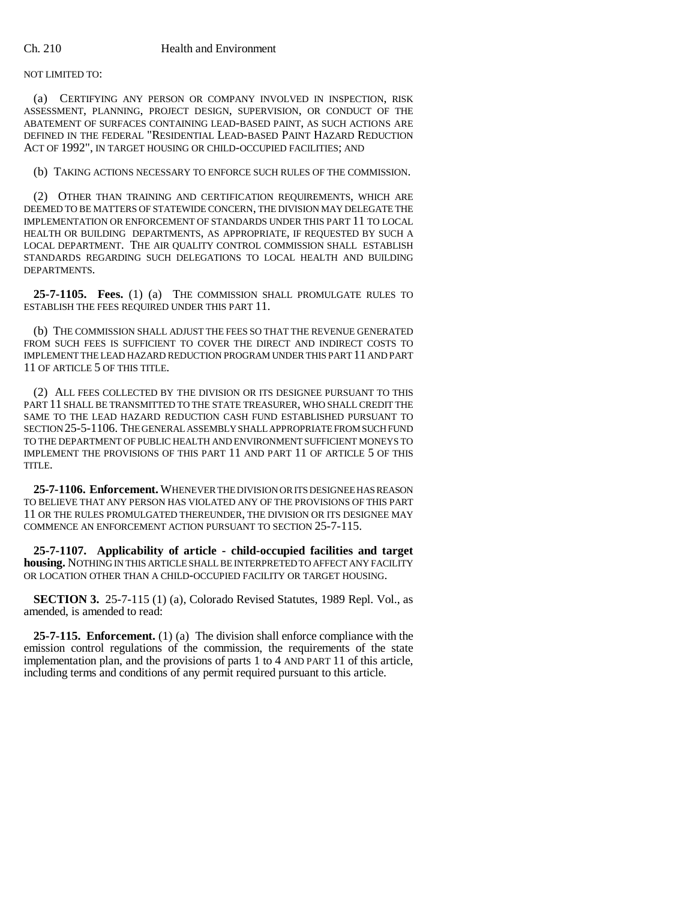NOT LIMITED TO:

(a) CERTIFYING ANY PERSON OR COMPANY INVOLVED IN INSPECTION, RISK ASSESSMENT, PLANNING, PROJECT DESIGN, SUPERVISION, OR CONDUCT OF THE ABATEMENT OF SURFACES CONTAINING LEAD-BASED PAINT, AS SUCH ACTIONS ARE DEFINED IN THE FEDERAL "RESIDENTIAL LEAD-BASED PAINT HAZARD REDUCTION ACT OF 1992", IN TARGET HOUSING OR CHILD-OCCUPIED FACILITIES; AND

(b) TAKING ACTIONS NECESSARY TO ENFORCE SUCH RULES OF THE COMMISSION.

(2) OTHER THAN TRAINING AND CERTIFICATION REQUIREMENTS, WHICH ARE DEEMED TO BE MATTERS OF STATEWIDE CONCERN, THE DIVISION MAY DELEGATE THE IMPLEMENTATION OR ENFORCEMENT OF STANDARDS UNDER THIS PART 11 TO LOCAL HEALTH OR BUILDING DEPARTMENTS, AS APPROPRIATE, IF REQUESTED BY SUCH A LOCAL DEPARTMENT. THE AIR QUALITY CONTROL COMMISSION SHALL ESTABLISH STANDARDS REGARDING SUCH DELEGATIONS TO LOCAL HEALTH AND BUILDING DEPARTMENTS.

**25-7-1105. Fees.** (1) (a) THE COMMISSION SHALL PROMULGATE RULES TO ESTABLISH THE FEES REQUIRED UNDER THIS PART 11.

(b) THE COMMISSION SHALL ADJUST THE FEES SO THAT THE REVENUE GENERATED FROM SUCH FEES IS SUFFICIENT TO COVER THE DIRECT AND INDIRECT COSTS TO IMPLEMENT THE LEAD HAZARD REDUCTION PROGRAM UNDER THIS PART 11 AND PART 11 OF ARTICLE 5 OF THIS TITLE.

(2) ALL FEES COLLECTED BY THE DIVISION OR ITS DESIGNEE PURSUANT TO THIS PART 11 SHALL BE TRANSMITTED TO THE STATE TREASURER, WHO SHALL CREDIT THE SAME TO THE LEAD HAZARD REDUCTION CASH FUND ESTABLISHED PURSUANT TO SECTION 25-5-1106. THE GENERAL ASSEMBLY SHALL APPROPRIATE FROM SUCH FUND TO THE DEPARTMENT OF PUBLIC HEALTH AND ENVIRONMENT SUFFICIENT MONEYS TO IMPLEMENT THE PROVISIONS OF THIS PART 11 AND PART 11 OF ARTICLE 5 OF THIS TITLE.

**25-7-1106. Enforcement.** WHENEVER THE DIVISION OR ITS DESIGNEE HAS REASON TO BELIEVE THAT ANY PERSON HAS VIOLATED ANY OF THE PROVISIONS OF THIS PART 11 OR THE RULES PROMULGATED THEREUNDER, THE DIVISION OR ITS DESIGNEE MAY COMMENCE AN ENFORCEMENT ACTION PURSUANT TO SECTION 25-7-115.

**25-7-1107. Applicability of article - child-occupied facilities and target housing.** NOTHING IN THIS ARTICLE SHALL BE INTERPRETED TO AFFECT ANY FACILITY OR LOCATION OTHER THAN A CHILD-OCCUPIED FACILITY OR TARGET HOUSING.

**SECTION 3.** 25-7-115 (1) (a), Colorado Revised Statutes, 1989 Repl. Vol., as amended, is amended to read:

**25-7-115. Enforcement.** (1) (a) The division shall enforce compliance with the emission control regulations of the commission, the requirements of the state implementation plan, and the provisions of parts 1 to 4 AND PART 11 of this article, including terms and conditions of any permit required pursuant to this article.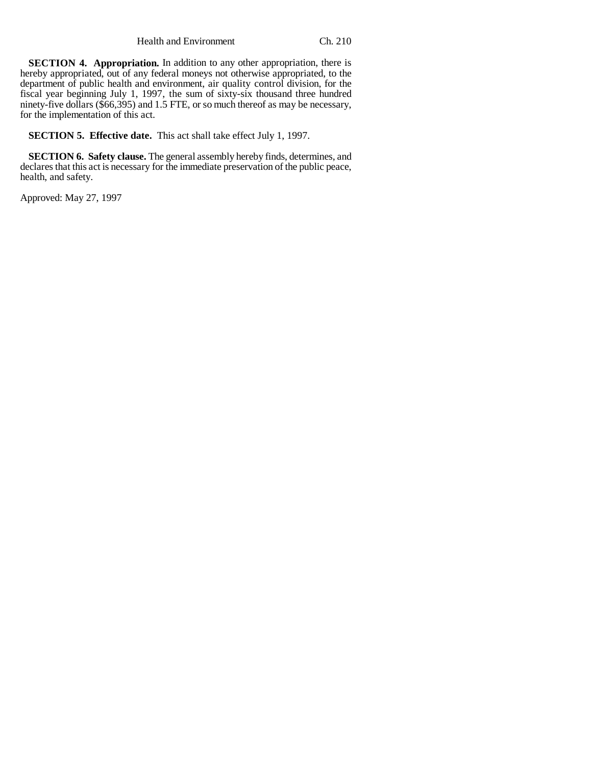**SECTION 4. Appropriation.** In addition to any other appropriation, there is hereby appropriated, out of any federal moneys not otherwise appropriated, to the department of public health and environment, air quality control division, for the fiscal year beginning July 1, 1997, the sum of sixty-six thousand three hundred ninety-five dollars ($66,395) and 1.5 FTE, or so much thereof as may be necessary, for the implementation of this act.

**SECTION 5. Effective date.** This act shall take effect July 1, 1997.

**SECTION 6. Safety clause.** The general assembly hereby finds, determines, and declares that this act is necessary for the immediate preservation of the public peace, health, and safety.

Approved: May 27, 1997